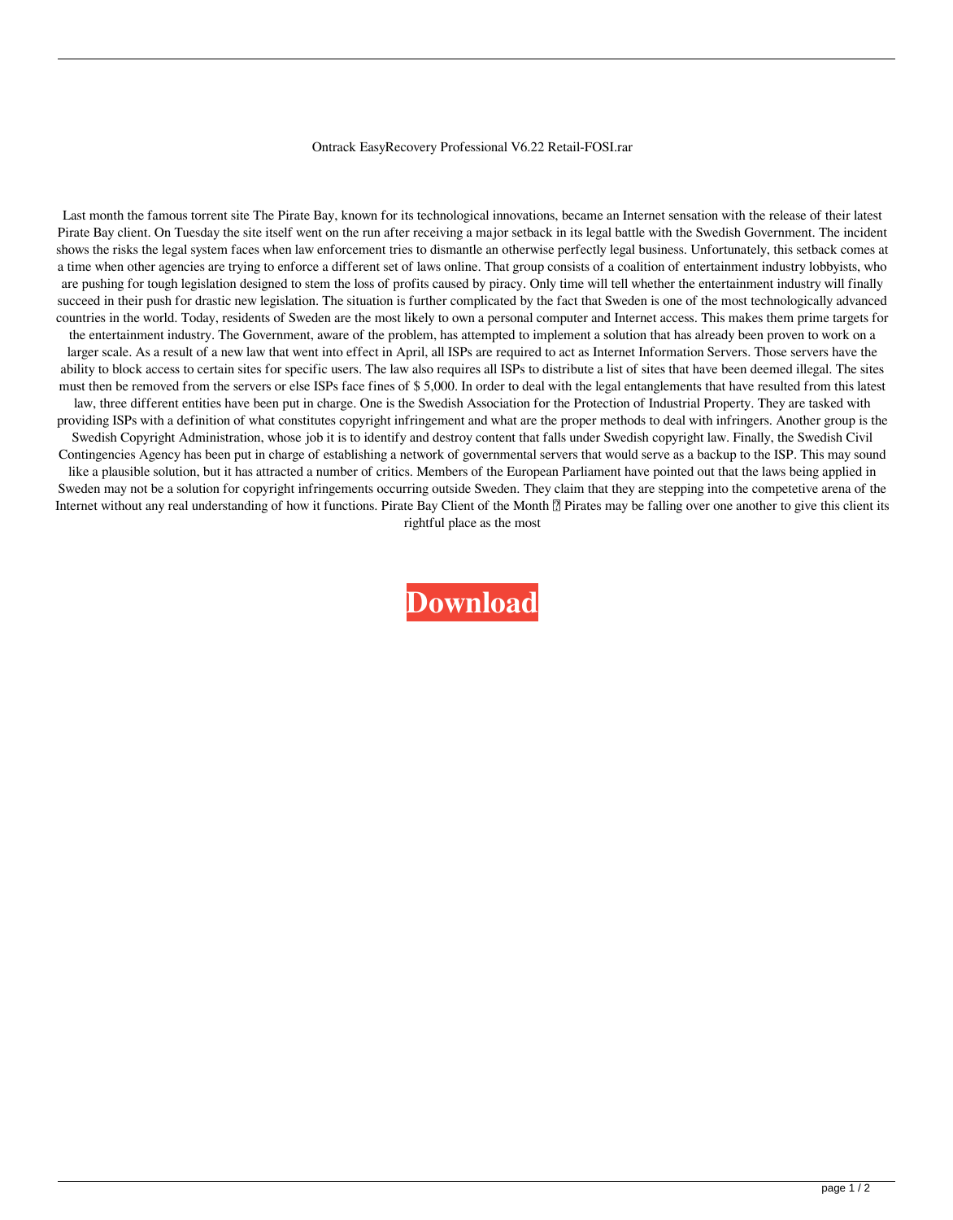Ontrack EasyRecovery Professional V6.22 Retail-FOSI.rar

Last month the famous torrent site The Pirate Bay, known for its technological innovations, became an Internet sensation with the release of their latest Pirate Bay client. On Tuesday the site itself went on the run after receiving a major setback in its legal battle with the Swedish Government. The incident shows the risks the legal system faces when law enforcement tries to dismantle an otherwise perfectly legal business. Unfortunately, this setback comes at a time when other agencies are trying to enforce a different set of laws online. That group consists of a coalition of entertainment industry lobbyists, who are pushing for tough legislation designed to stem the loss of profits caused by piracy. Only time will tell whether the entertainment industry will finally succeed in their push for drastic new legislation. The situation is further complicated by the fact that Sweden is one of the most technologically advanced countries in the world. Today, residents of Sweden are the most likely to own a personal computer and Internet access. This makes them prime targets for the entertainment industry. The Government, aware of the problem, has attempted to implement a solution that has already been proven to work on a larger scale. As a result of a new law that went into effect in April, all ISPs are required to act as Internet Information Servers. Those servers have the ability to block access to certain sites for specific users. The law also requires all ISPs to distribute a list of sites that have been deemed illegal. The sites must then be removed from the servers or else ISPs face fines of $ 5,000. In order to deal with the legal entanglements that have resulted from this latest law, three different entities have been put in charge. One is the Swedish Association for the Protection of Industrial Property. They are tasked with providing ISPs with a definition of what constitutes copyright infringement and what are the proper methods to deal with infringers. Another group is the Swedish Copyright Administration, whose job it is to identify and destroy content that falls under Swedish copyright law. Finally, the Swedish Civil Contingencies Agency has been put in charge of establishing a network of governmental servers that would serve as a backup to the ISP. This may sound like a plausible solution, but it has attracted a number of critics. Members of the European Parliament have pointed out that the laws being applied in Sweden may not be a solution for copyright infringements occurring outside Sweden. They claim that they are stepping into the competetive arena of the Internet without any real understanding of how it functions. Pirate Bay Client of the Month � Pirates may be falling over one another to give this client its rightful place as the most

**Download**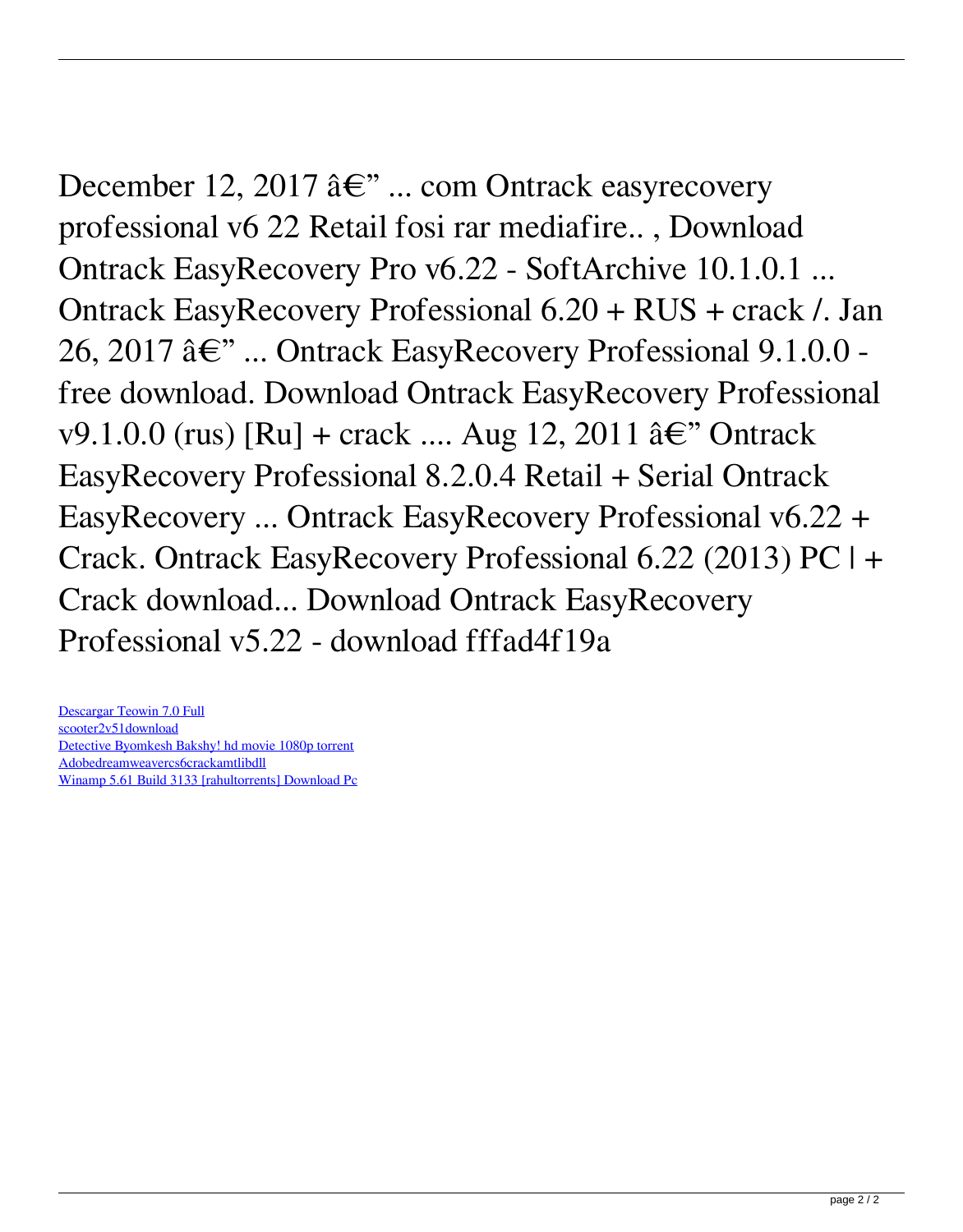December 12, 2017 â€" ... com Ontrack easyrecovery professional v6 22 Retail fosi rar mediafire.. , Download Ontrack EasyRecovery Pro v6.22 - SoftArchive 10.1.0.1 ... Ontrack EasyRecovery Professional 6.20 + RUS + crack /. Jan 26, 2017 â€" ... Ontrack EasyRecovery Professional 9.1.0.0 - free download. Download Ontrack EasyRecovery Professional v9.1.0.0 (rus) [Ru] + crack .... Aug 12, 2011 â€" Ontrack EasyRecovery Professional 8.2.0.4 Retail + Serial Ontrack EasyRecovery ... Ontrack EasyRecovery Professional v6.22 + Crack. Ontrack EasyRecovery Professional 6.22 (2013) PC | + Crack download... Download Ontrack EasyRecovery Professional v5.22 - download fffad4f19a

Descargar Teowin 7.0 Full
scooter2v51download
Detective Byomkesh Bakshy! hd movie 1080p torrent
Adobedreamweavercs6crackamtlibdll
Winamp 5.61 Build 3133 [rahultorrents] Download Pc